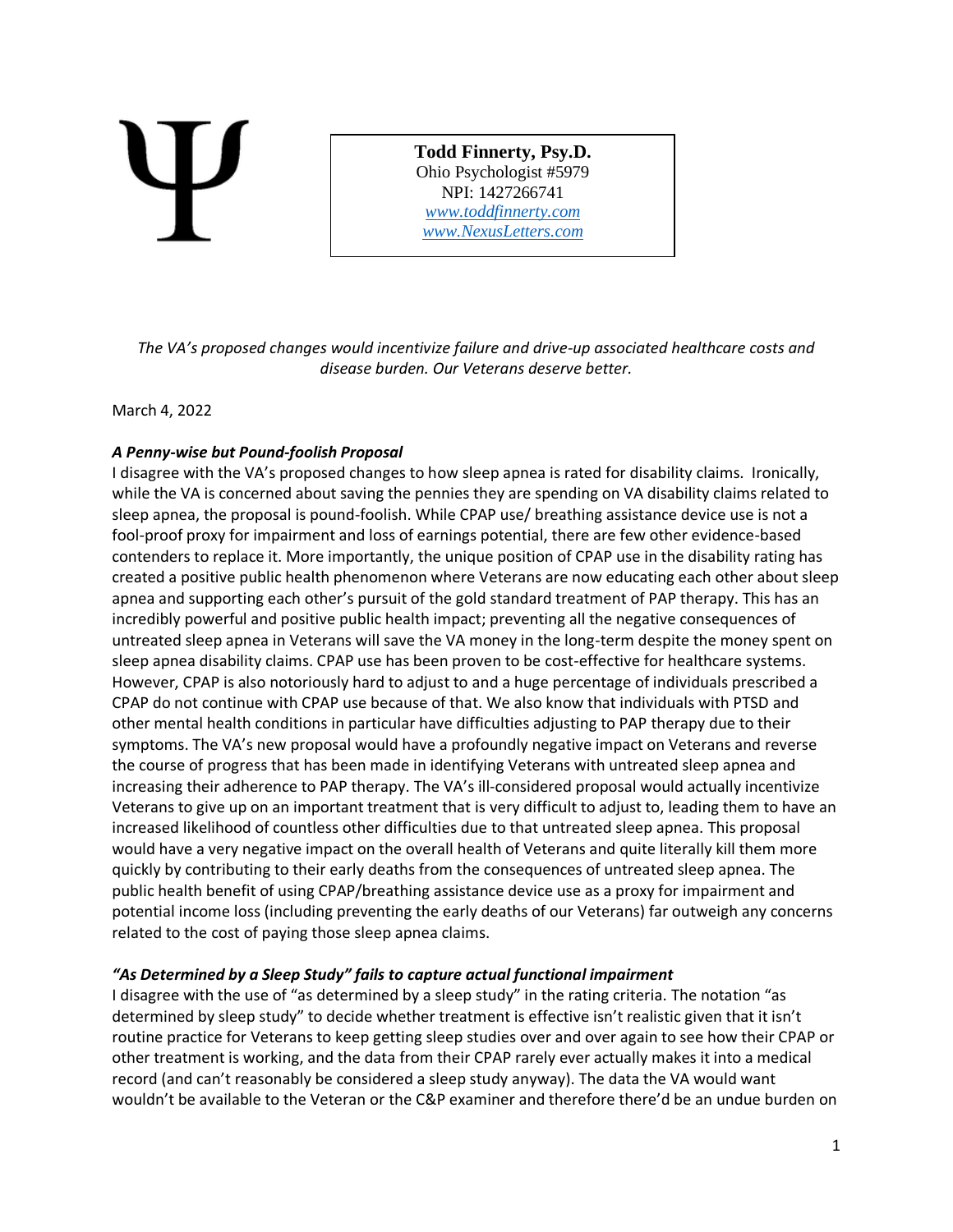Ψ

**Todd Finnerty, Psy.D.**
Ohio Psychologist #5979
NPI: 1427266741
[www.toddfinnerty.com](http://www.toddfinnerty.com)
[www.NexusLetters.com](http://www.NexusLetters.com)

*The VA's proposed changes would incentivize failure and drive-up associated healthcare costs and disease burden. Our Veterans deserve better.*

March 4, 2022

***A Penny-wise but Pound-foolish Proposal***

I disagree with the VA's proposed changes to how sleep apnea is rated for disability claims. Ironically, while the VA is concerned about saving the pennies they are spending on VA disability claims related to sleep apnea, the proposal is pound-foolish. While CPAP use/ breathing assistance device use is not a fool-proof proxy for impairment and loss of earnings potential, there are few other evidence-based contenders to replace it. More importantly, the unique position of CPAP use in the disability rating has created a positive public health phenomenon where Veterans are now educating each other about sleep apnea and supporting each other's pursuit of the gold standard treatment of PAP therapy. This has an incredibly powerful and positive public health impact; preventing all the negative consequences of untreated sleep apnea in Veterans will save the VA money in the long-term despite the money spent on sleep apnea disability claims. CPAP use has been proven to be cost-effective for healthcare systems. However, CPAP is also notoriously hard to adjust to and a huge percentage of individuals prescribed a CPAP do not continue with CPAP use because of that. We also know that individuals with PTSD and other mental health conditions in particular have difficulties adjusting to PAP therapy due to their symptoms. The VA's new proposal would have a profoundly negative impact on Veterans and reverse the course of progress that has been made in identifying Veterans with untreated sleep apnea and increasing their adherence to PAP therapy. The VA's ill-considered proposal would actually incentivize Veterans to give up on an important treatment that is very difficult to adjust to, leading them to have an increased likelihood of countless other difficulties due to that untreated sleep apnea. This proposal would have a very negative impact on the overall health of Veterans and quite literally kill them more quickly by contributing to their early deaths from the consequences of untreated sleep apnea. The public health benefit of using CPAP/breathing assistance device use as a proxy for impairment and potential income loss (including preventing the early deaths of our Veterans) far outweigh any concerns related to the cost of paying those sleep apnea claims.

***"As Determined by a Sleep Study" fails to capture actual functional impairment***

I disagree with the use of "as determined by a sleep study" in the rating criteria. The notation "as determined by sleep study" to decide whether treatment is effective isn't realistic given that it isn't routine practice for Veterans to keep getting sleep studies over and over again to see how their CPAP or other treatment is working, and the data from their CPAP rarely ever actually makes it into a medical record (and can't reasonably be considered a sleep study anyway). The data the VA would want wouldn't be available to the Veteran or the C&P examiner and therefore there'd be an undue burden on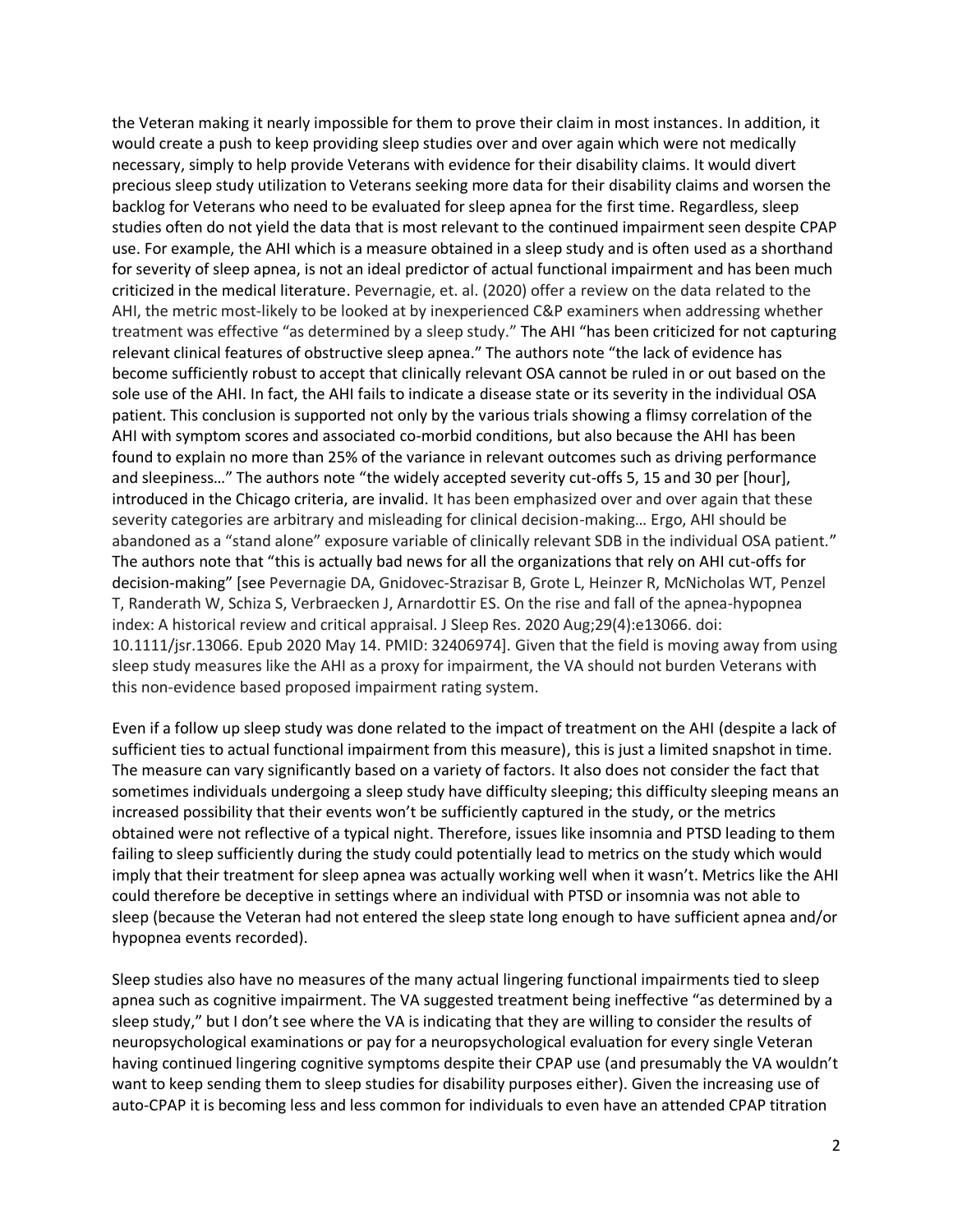the Veteran making it nearly impossible for them to prove their claim in most instances. In addition, it would create a push to keep providing sleep studies over and over again which were not medically necessary, simply to help provide Veterans with evidence for their disability claims. It would divert precious sleep study utilization to Veterans seeking more data for their disability claims and worsen the backlog for Veterans who need to be evaluated for sleep apnea for the first time. Regardless, sleep studies often do not yield the data that is most relevant to the continued impairment seen despite CPAP use. For example, the AHI which is a measure obtained in a sleep study and is often used as a shorthand for severity of sleep apnea, is not an ideal predictor of actual functional impairment and has been much criticized in the medical literature. Pevernagie, et. al. (2020) offer a review on the data related to the AHI, the metric most-likely to be looked at by inexperienced C&P examiners when addressing whether treatment was effective "as determined by a sleep study." The AHI "has been criticized for not capturing relevant clinical features of obstructive sleep apnea." The authors note "the lack of evidence has become sufficiently robust to accept that clinically relevant OSA cannot be ruled in or out based on the sole use of the AHI. In fact, the AHI fails to indicate a disease state or its severity in the individual OSA patient. This conclusion is supported not only by the various trials showing a flimsy correlation of the AHI with symptom scores and associated co-morbid conditions, but also because the AHI has been found to explain no more than 25% of the variance in relevant outcomes such as driving performance and sleepiness…" The authors note "the widely accepted severity cut-offs 5, 15 and 30 per [hour], introduced in the Chicago criteria, are invalid. It has been emphasized over and over again that these severity categories are arbitrary and misleading for clinical decision-making… Ergo, AHI should be abandoned as a "stand alone" exposure variable of clinically relevant SDB in the individual OSA patient." The authors note that "this is actually bad news for all the organizations that rely on AHI cut-offs for decision-making" [see Pevernagie DA, Gnidovec-Strazisar B, Grote L, Heinzer R, McNicholas WT, Penzel T, Randerath W, Schiza S, Verbraecken J, Arnardottir ES. On the rise and fall of the apnea-hypopnea index: A historical review and critical appraisal. J Sleep Res. 2020 Aug;29(4):e13066. doi: 10.1111/jsr.13066. Epub 2020 May 14. PMID: 32406974]. Given that the field is moving away from using sleep study measures like the AHI as a proxy for impairment, the VA should not burden Veterans with this non-evidence based proposed impairment rating system.

Even if a follow up sleep study was done related to the impact of treatment on the AHI (despite a lack of sufficient ties to actual functional impairment from this measure), this is just a limited snapshot in time. The measure can vary significantly based on a variety of factors. It also does not consider the fact that sometimes individuals undergoing a sleep study have difficulty sleeping; this difficulty sleeping means an increased possibility that their events won't be sufficiently captured in the study, or the metrics obtained were not reflective of a typical night. Therefore, issues like insomnia and PTSD leading to them failing to sleep sufficiently during the study could potentially lead to metrics on the study which would imply that their treatment for sleep apnea was actually working well when it wasn't. Metrics like the AHI could therefore be deceptive in settings where an individual with PTSD or insomnia was not able to sleep (because the Veteran had not entered the sleep state long enough to have sufficient apnea and/or hypopnea events recorded).

Sleep studies also have no measures of the many actual lingering functional impairments tied to sleep apnea such as cognitive impairment. The VA suggested treatment being ineffective "as determined by a sleep study," but I don't see where the VA is indicating that they are willing to consider the results of neuropsychological examinations or pay for a neuropsychological evaluation for every single Veteran having continued lingering cognitive symptoms despite their CPAP use (and presumably the VA wouldn't want to keep sending them to sleep studies for disability purposes either). Given the increasing use of auto-CPAP it is becoming less and less common for individuals to even have an attended CPAP titration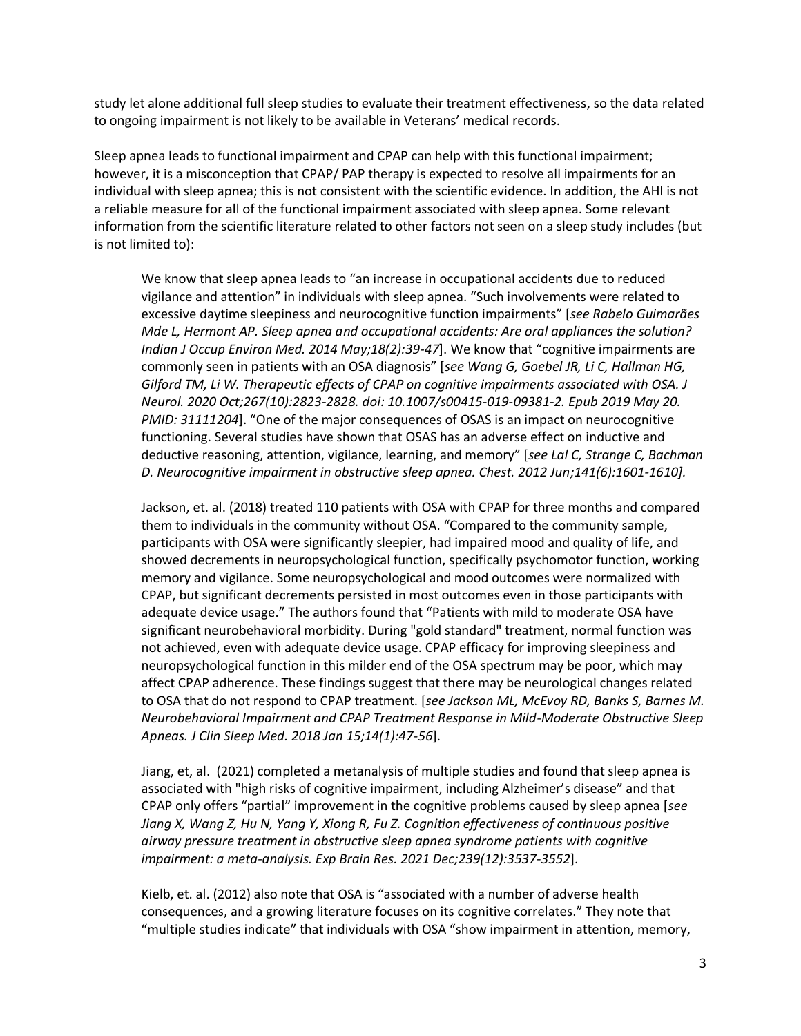study let alone additional full sleep studies to evaluate their treatment effectiveness, so the data related to ongoing impairment is not likely to be available in Veterans' medical records.

Sleep apnea leads to functional impairment and CPAP can help with this functional impairment; however, it is a misconception that CPAP/ PAP therapy is expected to resolve all impairments for an individual with sleep apnea; this is not consistent with the scientific evidence. In addition, the AHI is not a reliable measure for all of the functional impairment associated with sleep apnea. Some relevant information from the scientific literature related to other factors not seen on a sleep study includes (but is not limited to):

> We know that sleep apnea leads to "an increase in occupational accidents due to reduced vigilance and attention" in individuals with sleep apnea. "Such involvements were related to excessive daytime sleepiness and neurocognitive function impairments" [*see Rabelo Guimarães Mde L, Hermont AP. Sleep apnea and occupational accidents: Are oral appliances the solution? Indian J Occup Environ Med. 2014 May;18(2):39-47*]. We know that "cognitive impairments are commonly seen in patients with an OSA diagnosis" [*see Wang G, Goebel JR, Li C, Hallman HG, Gilford TM, Li W. Therapeutic effects of CPAP on cognitive impairments associated with OSA. J Neurol. 2020 Oct;267(10):2823-2828. doi: 10.1007/s00415-019-09381-2. Epub 2019 May 20. PMID: 31111204*]. "One of the major consequences of OSAS is an impact on neurocognitive functioning. Several studies have shown that OSAS has an adverse effect on inductive and deductive reasoning, attention, vigilance, learning, and memory" [*see Lal C, Strange C, Bachman D. Neurocognitive impairment in obstructive sleep apnea. Chest. 2012 Jun;141(6):1601-1610].*
>
> Jackson, et. al. (2018) treated 110 patients with OSA with CPAP for three months and compared them to individuals in the community without OSA. "Compared to the community sample, participants with OSA were significantly sleepier, had impaired mood and quality of life, and showed decrements in neuropsychological function, specifically psychomotor function, working memory and vigilance. Some neuropsychological and mood outcomes were normalized with CPAP, but significant decrements persisted in most outcomes even in those participants with adequate device usage." The authors found that "Patients with mild to moderate OSA have significant neurobehavioral morbidity. During "gold standard" treatment, normal function was not achieved, even with adequate device usage. CPAP efficacy for improving sleepiness and neuropsychological function in this milder end of the OSA spectrum may be poor, which may affect CPAP adherence. These findings suggest that there may be neurological changes related to OSA that do not respond to CPAP treatment. [*see Jackson ML, McEvoy RD, Banks S, Barnes M. Neurobehavioral Impairment and CPAP Treatment Response in Mild-Moderate Obstructive Sleep Apneas. J Clin Sleep Med. 2018 Jan 15;14(1):47-56*].
>
> Jiang, et, al. (2021) completed a metanalysis of multiple studies and found that sleep apnea is associated with "high risks of cognitive impairment, including Alzheimer's disease" and that CPAP only offers "partial" improvement in the cognitive problems caused by sleep apnea [*see Jiang X, Wang Z, Hu N, Yang Y, Xiong R, Fu Z. Cognition effectiveness of continuous positive airway pressure treatment in obstructive sleep apnea syndrome patients with cognitive impairment: a meta-analysis. Exp Brain Res. 2021 Dec;239(12):3537-3552*].
>
> Kielb, et. al. (2012) also note that OSA is "associated with a number of adverse health consequences, and a growing literature focuses on its cognitive correlates." They note that "multiple studies indicate" that individuals with OSA "show impairment in attention, memory,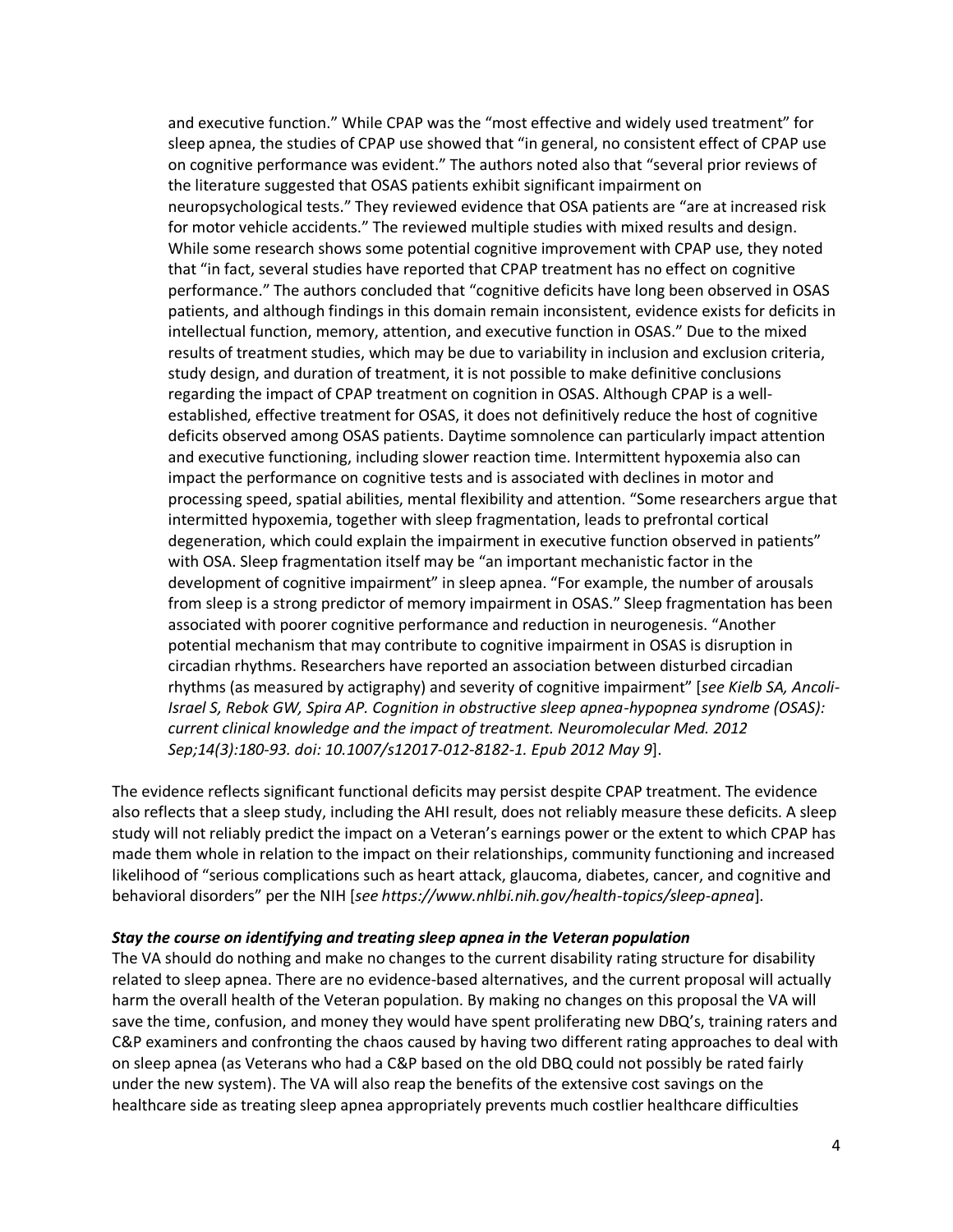> and executive function." While CPAP was the "most effective and widely used treatment" for sleep apnea, the studies of CPAP use showed that "in general, no consistent effect of CPAP use on cognitive performance was evident." The authors noted also that "several prior reviews of the literature suggested that OSAS patients exhibit significant impairment on neuropsychological tests." They reviewed evidence that OSA patients are "are at increased risk for motor vehicle accidents." The reviewed multiple studies with mixed results and design. While some research shows some potential cognitive improvement with CPAP use, they noted that "in fact, several studies have reported that CPAP treatment has no effect on cognitive performance." The authors concluded that "cognitive deficits have long been observed in OSAS patients, and although findings in this domain remain inconsistent, evidence exists for deficits in intellectual function, memory, attention, and executive function in OSAS." Due to the mixed results of treatment studies, which may be due to variability in inclusion and exclusion criteria, study design, and duration of treatment, it is not possible to make definitive conclusions regarding the impact of CPAP treatment on cognition in OSAS. Although CPAP is a well-established, effective treatment for OSAS, it does not definitively reduce the host of cognitive deficits observed among OSAS patients. Daytime somnolence can particularly impact attention and executive functioning, including slower reaction time. Intermittent hypoxemia also can impact the performance on cognitive tests and is associated with declines in motor and processing speed, spatial abilities, mental flexibility and attention. "Some researchers argue that intermitted hypoxemia, together with sleep fragmentation, leads to prefrontal cortical degeneration, which could explain the impairment in executive function observed in patients" with OSA. Sleep fragmentation itself may be "an important mechanistic factor in the development of cognitive impairment" in sleep apnea. "For example, the number of arousals from sleep is a strong predictor of memory impairment in OSAS." Sleep fragmentation has been associated with poorer cognitive performance and reduction in neurogenesis. "Another potential mechanism that may contribute to cognitive impairment in OSAS is disruption in circadian rhythms. Researchers have reported an association between disturbed circadian rhythms (as measured by actigraphy) and severity of cognitive impairment" [*see Kielb SA, Ancoli-Israel S, Rebok GW, Spira AP. Cognition in obstructive sleep apnea-hypopnea syndrome (OSAS): current clinical knowledge and the impact of treatment. Neuromolecular Med. 2012 Sep;14(3):180-93. doi: 10.1007/s12017-012-8182-1. Epub 2012 May 9*].

The evidence reflects significant functional deficits may persist despite CPAP treatment. The evidence also reflects that a sleep study, including the AHI result, does not reliably measure these deficits. A sleep study will not reliably predict the impact on a Veteran's earnings power or the extent to which CPAP has made them whole in relation to the impact on their relationships, community functioning and increased likelihood of "serious complications such as heart attack, glaucoma, diabetes, cancer, and cognitive and behavioral disorders" per the NIH [*see https://www.nhlbi.nih.gov/health-topics/sleep-apnea*].

***Stay the course on identifying and treating sleep apnea in the Veteran population***

The VA should do nothing and make no changes to the current disability rating structure for disability related to sleep apnea. There are no evidence-based alternatives, and the current proposal will actually harm the overall health of the Veteran population. By making no changes on this proposal the VA will save the time, confusion, and money they would have spent proliferating new DBQ's, training raters and C&P examiners and confronting the chaos caused by having two different rating approaches to deal with on sleep apnea (as Veterans who had a C&P based on the old DBQ could not possibly be rated fairly under the new system). The VA will also reap the benefits of the extensive cost savings on the healthcare side as treating sleep apnea appropriately prevents much costlier healthcare difficulties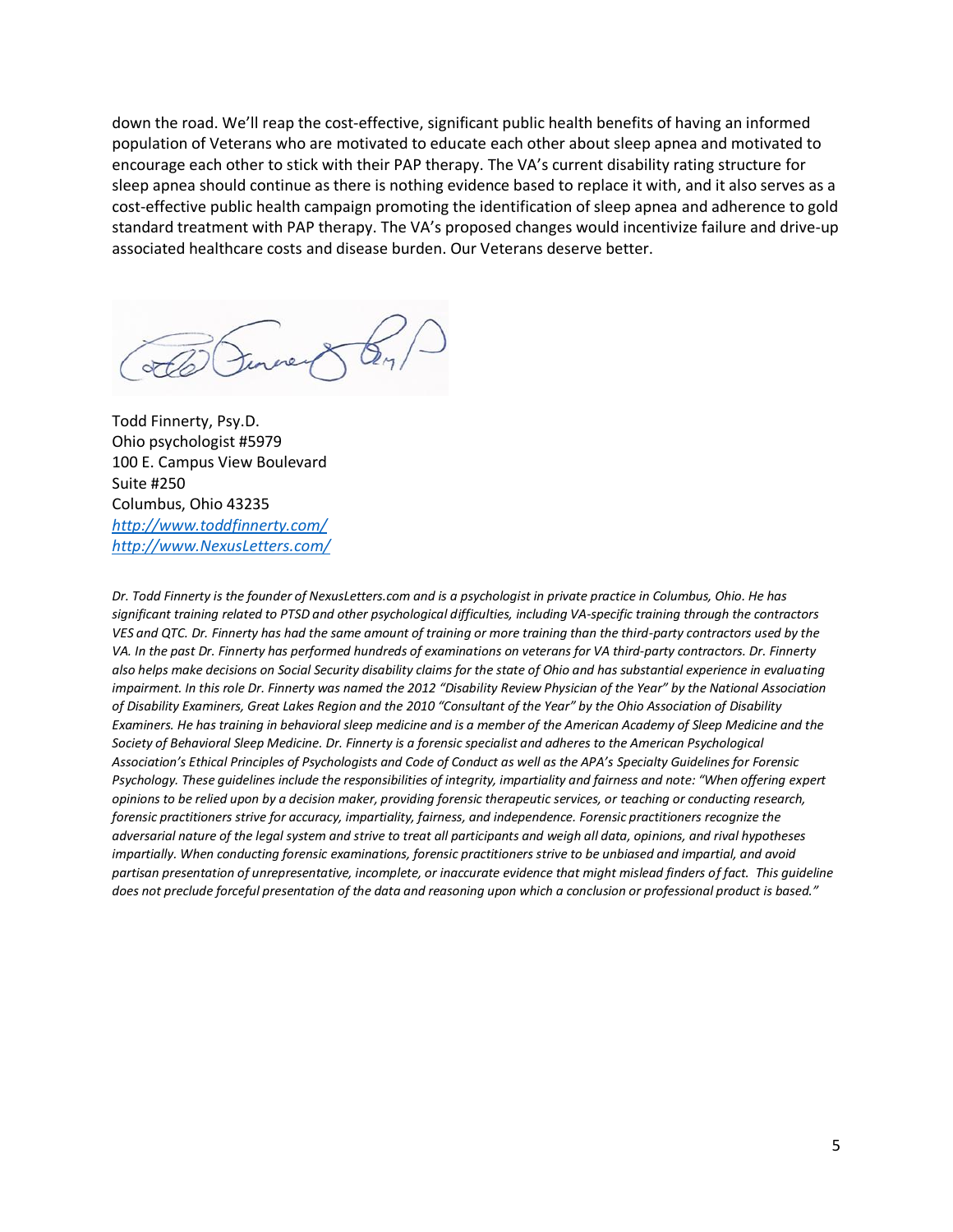down the road. We'll reap the cost-effective, significant public health benefits of having an informed population of Veterans who are motivated to educate each other about sleep apnea and motivated to encourage each other to stick with their PAP therapy. The VA's current disability rating structure for sleep apnea should continue as there is nothing evidence based to replace it with, and it also serves as a cost-effective public health campaign promoting the identification of sleep apnea and adherence to gold standard treatment with PAP therapy. The VA's proposed changes would incentivize failure and drive-up associated healthcare costs and disease burden. Our Veterans deserve better.

Todd Finnerty, Psy.D.
Ohio psychologist #5979
100 E. Campus View Boulevard
Suite #250
Columbus, Ohio 43235
[http://www.toddfinnerty.com/](http://www.toddfinnerty.com/)
[http://www.NexusLetters.com/](http://www.NexusLetters.com/)

*Dr. Todd Finnerty is the founder of NexusLetters.com and is a psychologist in private practice in Columbus, Ohio. He has significant training related to PTSD and other psychological difficulties, including VA-specific training through the contractors VES and QTC. Dr. Finnerty has had the same amount of training or more training than the third-party contractors used by the VA. In the past Dr. Finnerty has performed hundreds of examinations on veterans for VA third-party contractors. Dr. Finnerty also helps make decisions on Social Security disability claims for the state of Ohio and has substantial experience in evaluating impairment. In this role Dr. Finnerty was named the 2012 "Disability Review Physician of the Year" by the National Association of Disability Examiners, Great Lakes Region and the 2010 "Consultant of the Year" by the Ohio Association of Disability Examiners. He has training in behavioral sleep medicine and is a member of the American Academy of Sleep Medicine and the Society of Behavioral Sleep Medicine. Dr. Finnerty is a forensic specialist and adheres to the American Psychological Association's Ethical Principles of Psychologists and Code of Conduct as well as the APA's Specialty Guidelines for Forensic Psychology. These guidelines include the responsibilities of integrity, impartiality and fairness and note: "When offering expert opinions to be relied upon by a decision maker, providing forensic therapeutic services, or teaching or conducting research, forensic practitioners strive for accuracy, impartiality, fairness, and independence. Forensic practitioners recognize the adversarial nature of the legal system and strive to treat all participants and weigh all data, opinions, and rival hypotheses impartially. When conducting forensic examinations, forensic practitioners strive to be unbiased and impartial, and avoid partisan presentation of unrepresentative, incomplete, or inaccurate evidence that might mislead finders of fact. This guideline does not preclude forceful presentation of the data and reasoning upon which a conclusion or professional product is based."*